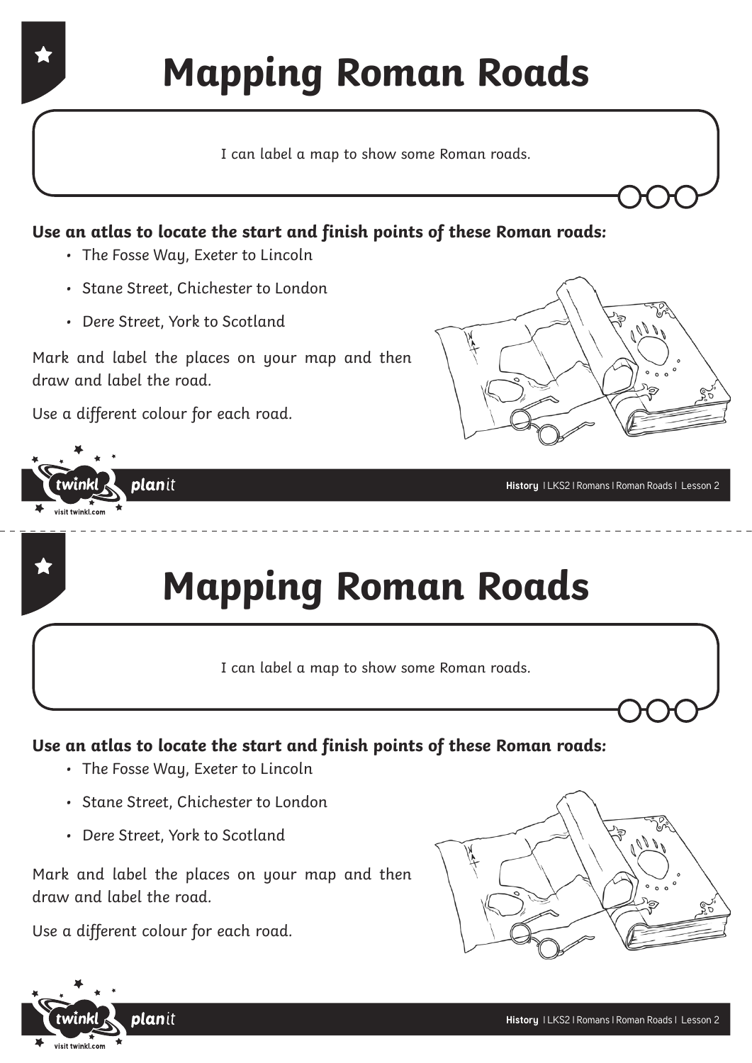# Mapping Roman Roads

I can label a map to show some Roman roads.

**Use an atlas to locate the start and finish points of these Roman roads:**

- The Fosse Way, Exeter to Lincoln
- Stane Street, Chichester to London
- Dere Street, York to Scotland

Mark and label the places on your map and then draw and label the road.

Use a different colour for each road.

# Mapping Roman Roads

I can label a map to show some Roman roads.

**Use an atlas to locate the start and finish points of these Roman roads:**

- The Fosse Way, Exeter to Lincoln
- Stane Street, Chichester to London
- Dere Street, York to Scotland

Mark and label the places on your map and then draw and label the road.

Use a different colour for each road.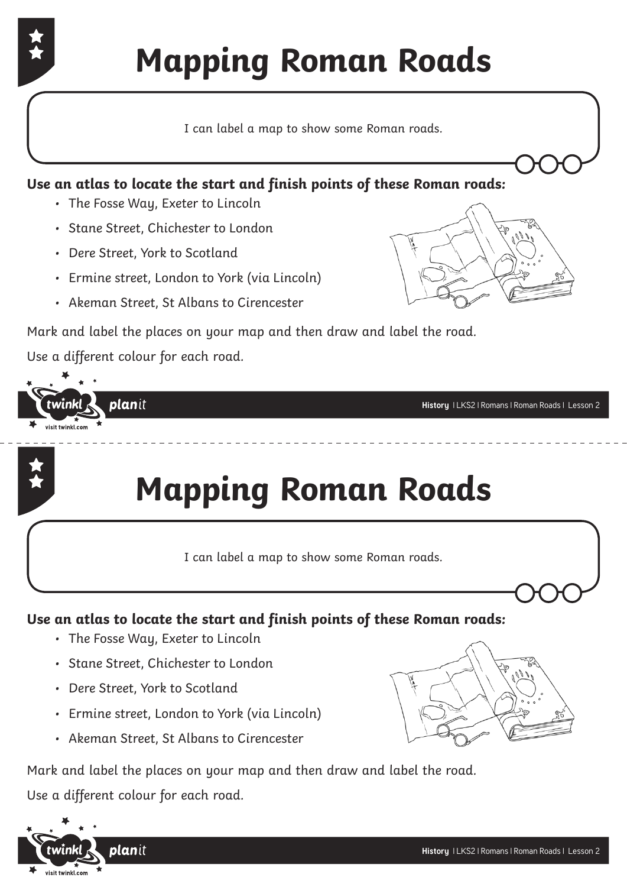# Mapping Roman Roads

I can label a map to show some Roman roads.

**Use an atlas to locate the start and finish points of these Roman roads:**

- The Fosse Way, Exeter to Lincoln
- Stane Street, Chichester to London
- Dere Street, York to Scotland
- Ermine street, London to York (via Lincoln)
- Akeman Street, St Albans to Cirencester

Mark and label the places on your map and then draw and label the road.

Use a different colour for each road.

# Mapping Roman Roads

I can label a map to show some Roman roads.

**Use an atlas to locate the start and finish points of these Roman roads:**

- The Fosse Way, Exeter to Lincoln
- Stane Street, Chichester to London
- Dere Street, York to Scotland
- Ermine street, London to York (via Lincoln)
- Akeman Street, St Albans to Cirencester

Mark and label the places on your map and then draw and label the road.

Use a different colour for each road.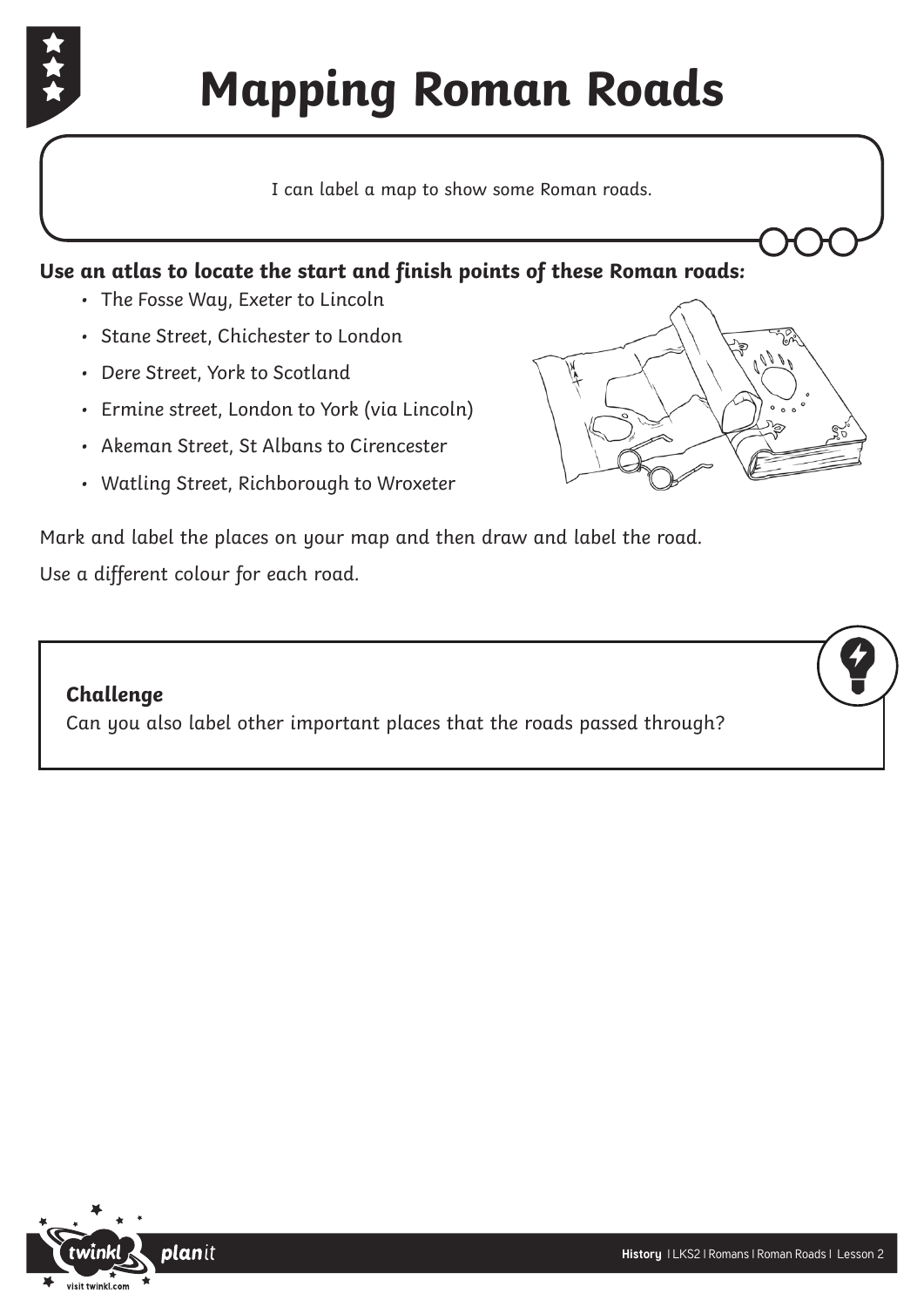# Mapping Roman Roads

I can label a map to show some Roman roads.

**Use an atlas to locate the start and finish points of these Roman roads:**

- The Fosse Way, Exeter to Lincoln
- Stane Street, Chichester to London
- Dere Street, York to Scotland
- Ermine street, London to York (via Lincoln)
- Akeman Street, St Albans to Cirencester
- Watling Street, Richborough to Wroxeter

Mark and label the places on your map and then draw and label the road.

Use a different colour for each road.

**Challenge**

Can you also label other important places that the roads passed through?